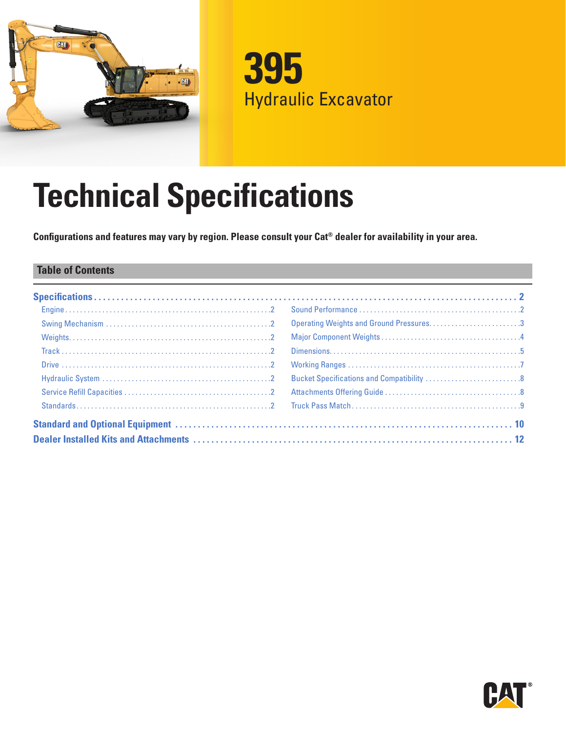# 395

Hydraulic Excavator

# Technical Specifications

**Configurations and features may vary by region. Please consult your Cat® dealer for availability in your area.**

## Table of Contents

**Specifications** .......... 2

- Engine .......... 2
- Swing Mechanism .......... 2
- Weights .......... 2
- Track .......... 2
- Drive .......... 2
- Hydraulic System .......... 2
- Service Refill Capacities .......... 2
- Standards .......... 2
- Sound Performance .......... 2
- Operating Weights and Ground Pressures .......... 3
- Major Component Weights .......... 4
- Dimensions .......... 5
- Working Ranges .......... 7
- Bucket Specifications and Compatibility .......... 8
- Attachments Offering Guide .......... 8
- Truck Pass Match .......... 9

**Standard and Optional Equipment** .......... 10

**Dealer Installed Kits and Attachments** .......... 12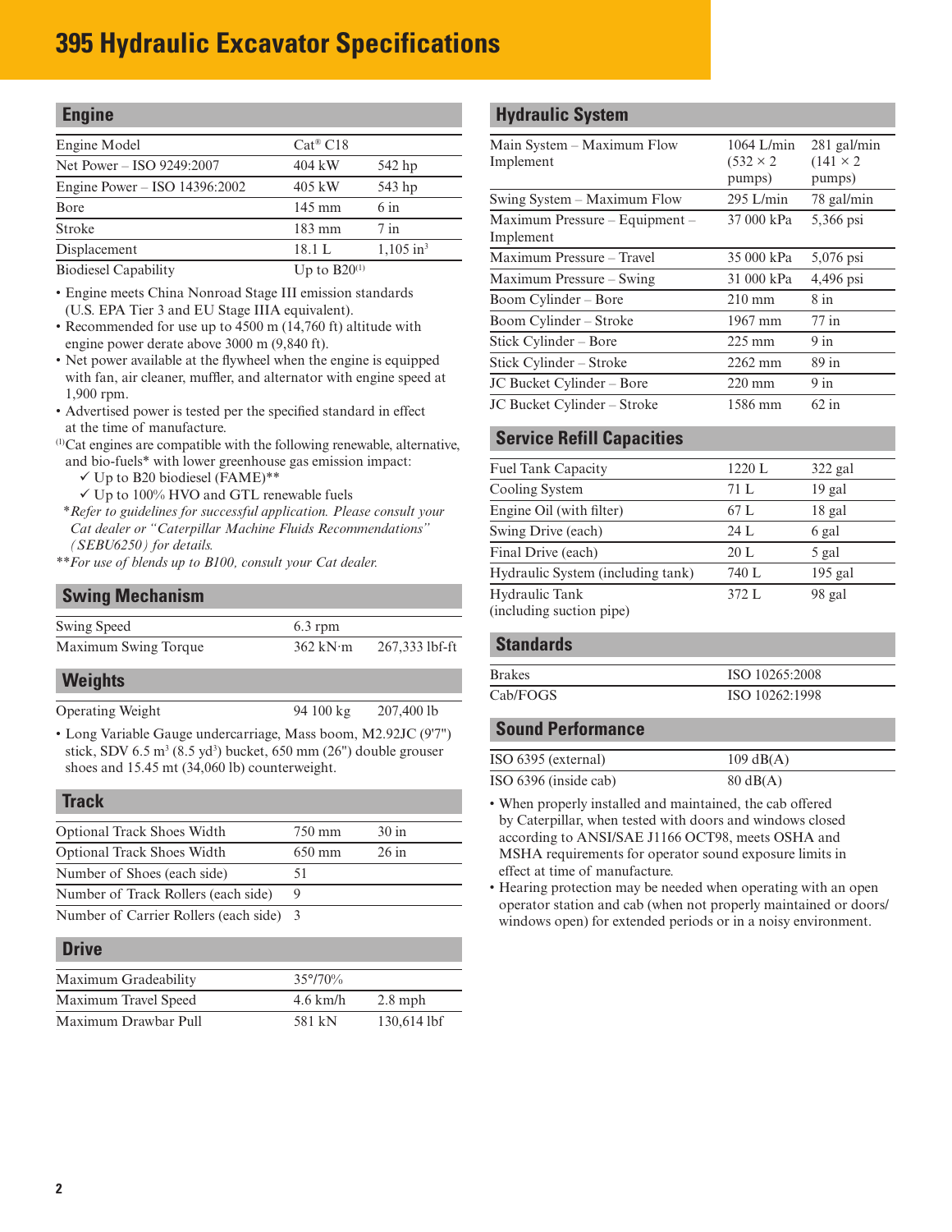# 395 Hydraulic Excavator Specifications

## Engine

| | | |
|---|---|---|
| Engine Model | Cat® C18 | |
| Net Power – ISO 9249:2007 | 404 kW | 542 hp |
| Engine Power – ISO 14396:2002 | 405 kW | 543 hp |
| Bore | 145 mm | 6 in |
| Stroke | 183 mm | 7 in |
| Displacement | 18.1 L | 1,105 in³ |
| Biodiesel Capability | Up to B20[1] | |

- Engine meets China Nonroad Stage III emission standards (U.S. EPA Tier 3 and EU Stage IIIA equivalent).
- Recommended for use up to 4500 m (14,760 ft) altitude with engine power derate above 3000 m (9,840 ft).
- Net power available at the flywheel when the engine is equipped with fan, air cleaner, muffler, and alternator with engine speed at 1,900 rpm.
- Advertised power is tested per the specified standard in effect at the time of manufacture.

[1]Cat engines are compatible with the following renewable, alternative, and bio-fuels* with lower greenhouse gas emission impact:
- ✓ Up to B20 biodiesel (FAME)**
- ✓ Up to 100% HVO and GTL renewable fuels

*Refer to guidelines for successful application. Please consult your Cat dealer or "Caterpillar Machine Fluids Recommendations" (SEBU6250) for details.*

***For use of blends up to B100, consult your Cat dealer.*

## Swing Mechanism

| | | |
|---|---|---|
| Swing Speed | 6.3 rpm | |
| Maximum Swing Torque | 362 kN·m | 267,333 lbf-ft |

## Weights

| | | |
|---|---|---|
| Operating Weight | 94 100 kg | 207,400 lb |

- Long Variable Gauge undercarriage, Mass boom, M2.92JC (9'7") stick, SDV 6.5 m³ (8.5 yd³) bucket, 650 mm (26") double grouser shoes and 15.45 mt (34,060 lb) counterweight.

## Track

| | | |
|---|---|---|
| Optional Track Shoes Width | 750 mm | 30 in |
| Optional Track Shoes Width | 650 mm | 26 in |
| Number of Shoes (each side) | 51 | |
| Number of Track Rollers (each side) | 9 | |
| Number of Carrier Rollers (each side) | 3 | |

## Drive

| | | |
|---|---|---|
| Maximum Gradeability | 35°/70% | |
| Maximum Travel Speed | 4.6 km/h | 2.8 mph |
| Maximum Drawbar Pull | 581 kN | 130,614 lbf |

## Hydraulic System

| | | |
|---|---|---|
| Main System – Maximum Flow Implement | 1064 L/min (532 × 2 pumps) | 281 gal/min (141 × 2 pumps) |
| Swing System – Maximum Flow | 295 L/min | 78 gal/min |
| Maximum Pressure – Equipment – Implement | 37 000 kPa | 5,366 psi |
| Maximum Pressure – Travel | 35 000 kPa | 5,076 psi |
| Maximum Pressure – Swing | 31 000 kPa | 4,496 psi |
| Boom Cylinder – Bore | 210 mm | 8 in |
| Boom Cylinder – Stroke | 1967 mm | 77 in |
| Stick Cylinder – Bore | 225 mm | 9 in |
| Stick Cylinder – Stroke | 2262 mm | 89 in |
| JC Bucket Cylinder – Bore | 220 mm | 9 in |
| JC Bucket Cylinder – Stroke | 1586 mm | 62 in |

## Service Refill Capacities

| | | |
|---|---|---|
| Fuel Tank Capacity | 1220 L | 322 gal |
| Cooling System | 71 L | 19 gal |
| Engine Oil (with filter) | 67 L | 18 gal |
| Swing Drive (each) | 24 L | 6 gal |
| Final Drive (each) | 20 L | 5 gal |
| Hydraulic System (including tank) | 740 L | 195 gal |
| Hydraulic Tank (including suction pipe) | 372 L | 98 gal |

## Standards

| | |
|---|---|
| Brakes | ISO 10265:2008 |
| Cab/FOGS | ISO 10262:1998 |

## Sound Performance

| | |
|---|---|
| ISO 6395 (external) | 109 dB(A) |
| ISO 6396 (inside cab) | 80 dB(A) |

- When properly installed and maintained, the cab offered by Caterpillar, when tested with doors and windows closed according to ANSI/SAE J1166 OCT98, meets OSHA and MSHA requirements for operator sound exposure limits in effect at time of manufacture.
- Hearing protection may be needed when operating with an open operator station and cab (when not properly maintained or doors/windows open) for extended periods or in a noisy environment.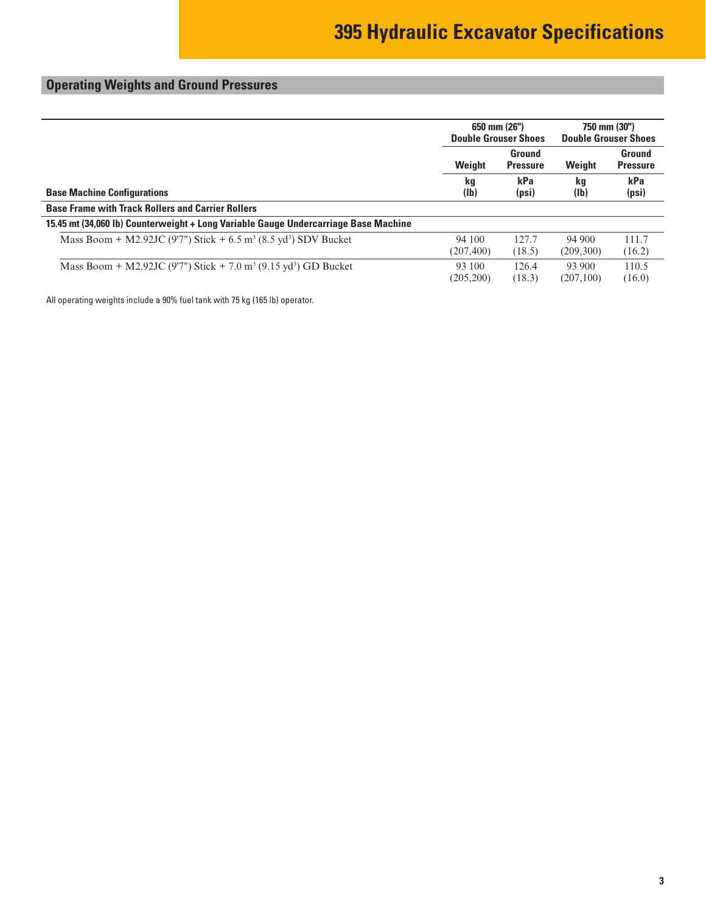# 395 Hydraulic Excavator Specifications

## Operating Weights and Ground Pressures

| | 650 mm (26") Double Grouser Shoes | | 750 mm (30") Double Grouser Shoes | |
|---|---|---|---|---|
| | Weight | Ground Pressure | Weight | Ground Pressure |
| **Base Machine Configurations** | kg (lb) | kPa (psi) | kg (lb) | kPa (psi) |
| **Base Frame with Track Rollers and Carrier Rollers** | | | | |
| **15.45 mt (34,060 lb) Counterweight + Long Variable Gauge Undercarriage Base Machine** | | | | |
| Mass Boom + M2.92JC (9'7") Stick + 6.5 m³ (8.5 yd³) SDV Bucket | 94 100 (207,400) | 127.7 (18.5) | 94 900 (209,300) | 111.7 (16.2) |
| Mass Boom + M2.92JC (9'7") Stick + 7.0 m³ (9.15 yd³) GD Bucket | 93 100 (205,200) | 126.4 (18.3) | 93 900 (207,100) | 110.5 (16.0) |

All operating weights include a 90% fuel tank with 75 kg (165 lb) operator.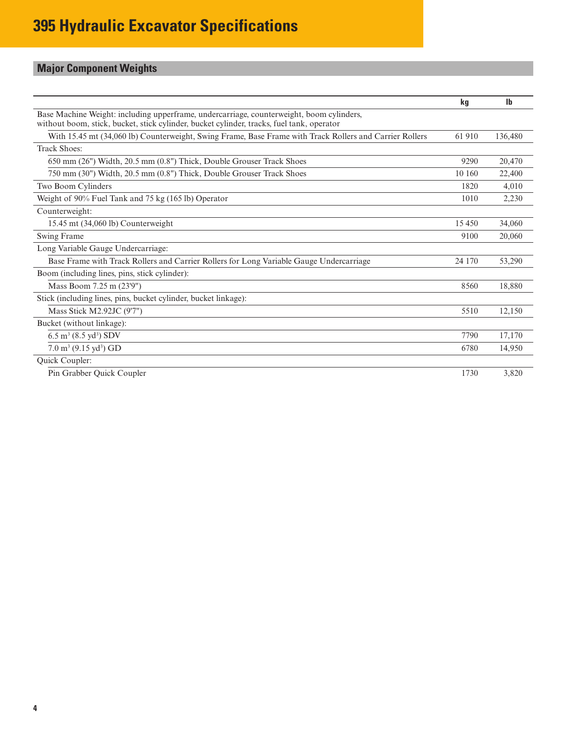# 395 Hydraulic Excavator Specifications

## Major Component Weights

| | kg | lb |
|---|---|---|
| Base Machine Weight: including upperframe, undercarriage, counterweight, boom cylinders, without boom, stick, bucket, stick cylinder, bucket cylinder, tracks, fuel tank, operator | | |
| With 15.45 mt (34,060 lb) Counterweight, Swing Frame, Base Frame with Track Rollers and Carrier Rollers | 61 910 | 136,480 |
| Track Shoes: | | |
| 650 mm (26") Width, 20.5 mm (0.8") Thick, Double Grouser Track Shoes | 9290 | 20,470 |
| 750 mm (30") Width, 20.5 mm (0.8") Thick, Double Grouser Track Shoes | 10 160 | 22,400 |
| Two Boom Cylinders | 1820 | 4,010 |
| Weight of 90% Fuel Tank and 75 kg (165 lb) Operator | 1010 | 2,230 |
| Counterweight: | | |
| 15.45 mt (34,060 lb) Counterweight | 15 450 | 34,060 |
| Swing Frame | 9100 | 20,060 |
| Long Variable Gauge Undercarriage: | | |
| Base Frame with Track Rollers and Carrier Rollers for Long Variable Gauge Undercarriage | 24 170 | 53,290 |
| Boom (including lines, pins, stick cylinder): | | |
| Mass Boom 7.25 m (23'9") | 8560 | 18,880 |
| Stick (including lines, pins, bucket cylinder, bucket linkage): | | |
| Mass Stick M2.92JC (9'7") | 5510 | 12,150 |
| Bucket (without linkage): | | |
| 6.5 $m^3$ (8.5 $yd^3$) SDV | 7790 | 17,170 |
| 7.0 $m^3$ (9.15 $yd^3$) GD | 6780 | 14,950 |
| Quick Coupler: | | |
| Pin Grabber Quick Coupler | 1730 | 3,820 |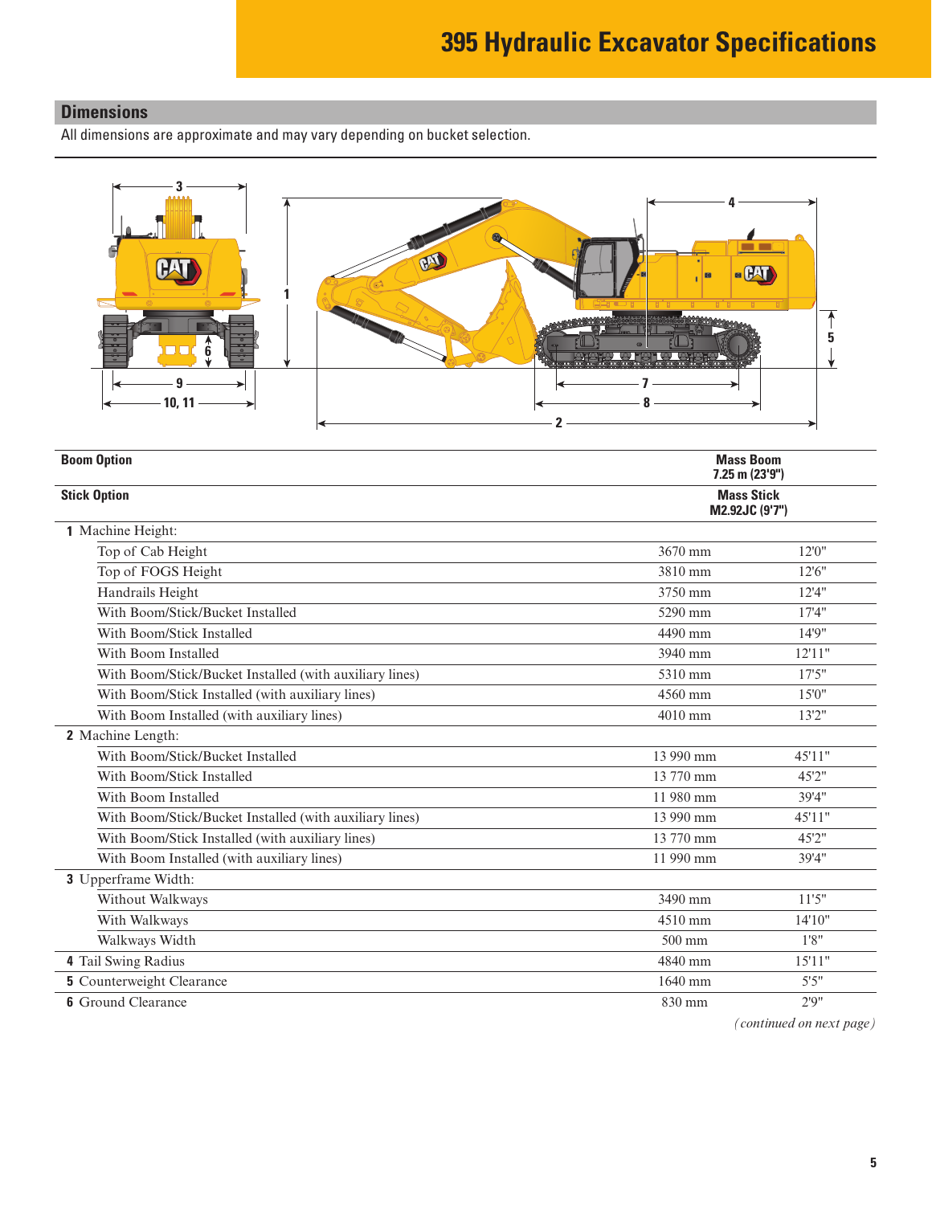# 395 Hydraulic Excavator Specifications

## Dimensions

All dimensions are approximate and may vary depending on bucket selection.

3
1
4
5
6
9
10, 11
7
8
2

| | | |
|---|---|---|
| **Boom Option** | **Mass Boom 7.25 m (23'9")** | |
| **Stick Option** | **Mass Stick M2.92JC (9'7")** | |
| **1** Machine Height: | | |
| Top of Cab Height | 3670 mm | 12'0" |
| Top of FOGS Height | 3810 mm | 12'6" |
| Handrails Height | 3750 mm | 12'4" |
| With Boom/Stick/Bucket Installed | 5290 mm | 17'4" |
| With Boom/Stick Installed | 4490 mm | 14'9" |
| With Boom Installed | 3940 mm | 12'11" |
| With Boom/Stick/Bucket Installed (with auxiliary lines) | 5310 mm | 17'5" |
| With Boom/Stick Installed (with auxiliary lines) | 4560 mm | 15'0" |
| With Boom Installed (with auxiliary lines) | 4010 mm | 13'2" |
| **2** Machine Length: | | |
| With Boom/Stick/Bucket Installed | 13 990 mm | 45'11" |
| With Boom/Stick Installed | 13 770 mm | 45'2" |
| With Boom Installed | 11 980 mm | 39'4" |
| With Boom/Stick/Bucket Installed (with auxiliary lines) | 13 990 mm | 45'11" |
| With Boom/Stick Installed (with auxiliary lines) | 13 770 mm | 45'2" |
| With Boom Installed (with auxiliary lines) | 11 990 mm | 39'4" |
| **3** Upperframe Width: | | |
| Without Walkways | 3490 mm | 11'5" |
| With Walkways | 4510 mm | 14'10" |
| Walkways Width | 500 mm | 1'8" |
| **4** Tail Swing Radius | 4840 mm | 15'11" |
| **5** Counterweight Clearance | 1640 mm | 5'5" |
| **6** Ground Clearance | 830 mm | 2'9" |

*(continued on next page)*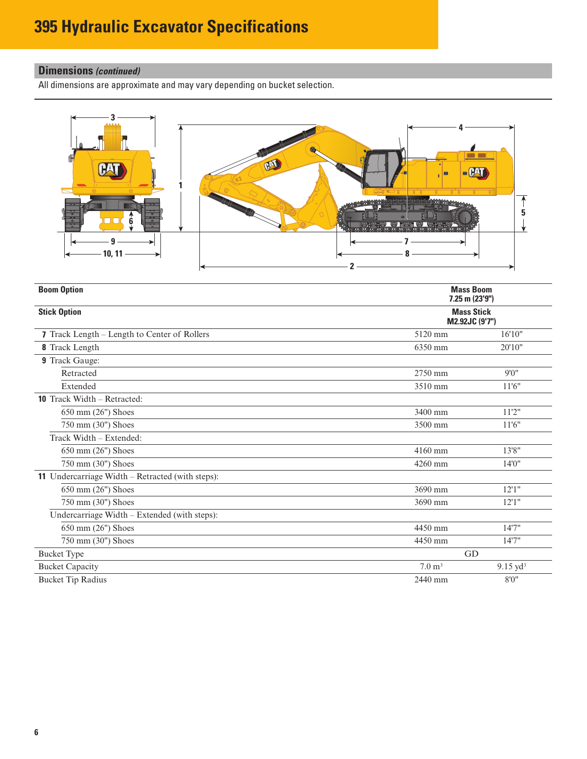# 395 Hydraulic Excavator Specifications

## Dimensions *(continued)*

All dimensions are approximate and may vary depending on bucket selection.

| **Boom Option** | **Mass Boom 7.25 m (23'9")** | |
|---|---|---|
| **Stick Option** | **Mass Stick M2.92JC (9'7")** | |
| **7** Track Length – Length to Center of Rollers | 5120 mm | 16'10" |
| **8** Track Length | 6350 mm | 20'10" |
| **9** Track Gauge: | | |
| Retracted | 2750 mm | 9'0" |
| Extended | 3510 mm | 11'6" |
| **10** Track Width – Retracted: | | |
| 650 mm (26") Shoes | 3400 mm | 11'2" |
| 750 mm (30") Shoes | 3500 mm | 11'6" |
| Track Width – Extended: | | |
| 650 mm (26") Shoes | 4160 mm | 13'8" |
| 750 mm (30") Shoes | 4260 mm | 14'0" |
| **11** Undercarriage Width – Retracted (with steps): | | |
| 650 mm (26") Shoes | 3690 mm | 12'1" |
| 750 mm (30") Shoes | 3690 mm | 12'1" |
| Undercarriage Width – Extended (with steps): | | |
| 650 mm (26") Shoes | 4450 mm | 14'7" |
| 750 mm (30") Shoes | 4450 mm | 14'7" |
| Bucket Type | GD | |
| Bucket Capacity | 7.0 $m^3$ | 9.15 $yd^3$ |
| Bucket Tip Radius | 2440 mm | 8'0" |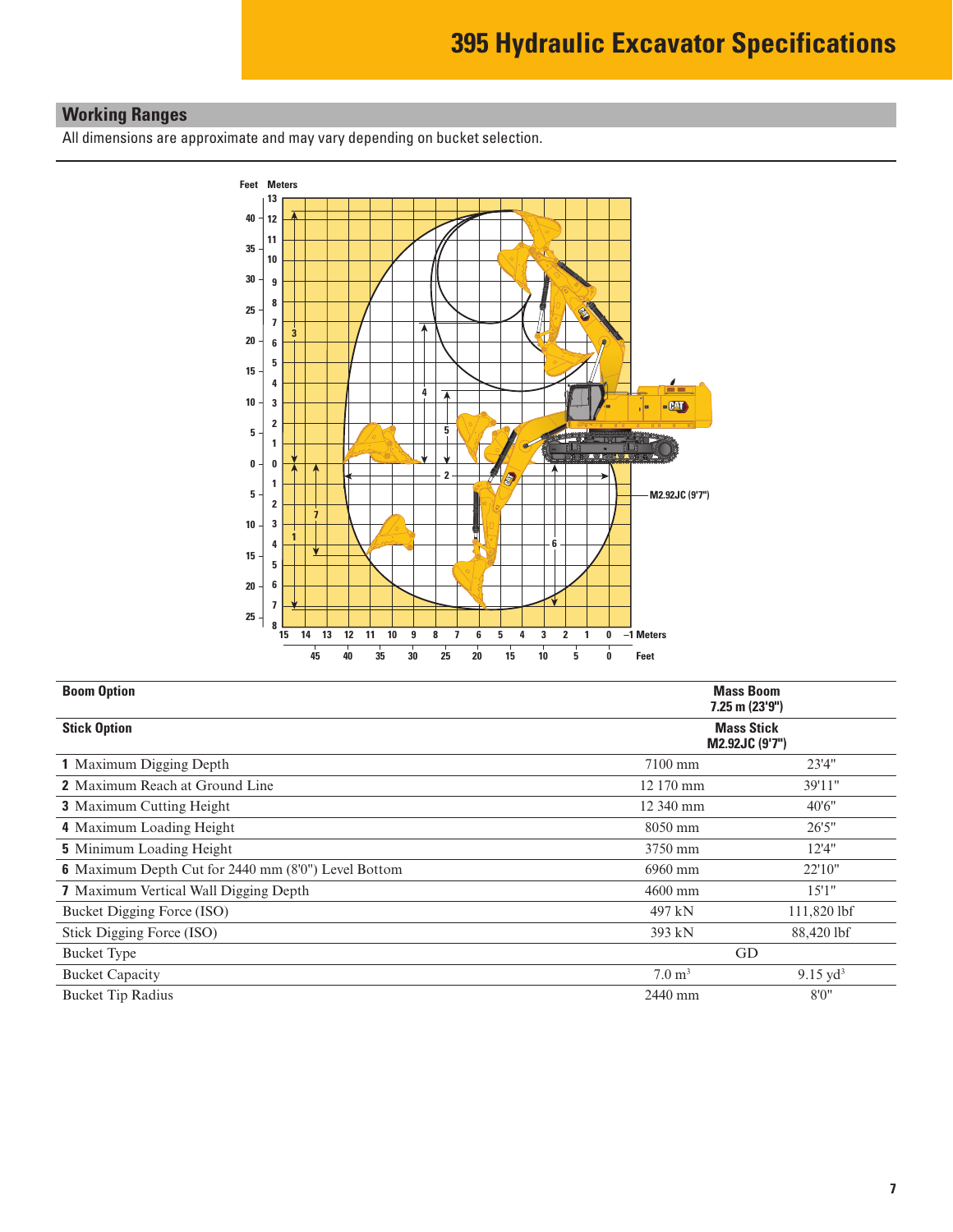# 395 Hydraulic Excavator Specifications

## Working Ranges

All dimensions are approximate and may vary depending on bucket selection.

Feet Meters

13
40 12
11
35 10
30 9
8
25 7
20 6
15 5
4
10 3
2
5 1
0 0
5 1
2
10 3
4
15 5
20 6
7
25 8

15 14 13 12 11 10 9 8 7 6 5 4 3 2 1 0 –1 Meters

45 40 35 30 25 20 15 10 5 0 Feet

1 2 3 4 5 6 7

M2.92JC (9'7")

| Boom Option | Mass Boom 7.25 m (23'9") | |
|---|---|---|
| **Stick Option** | **Mass Stick M2.92JC (9'7")** | |
| **1** Maximum Digging Depth | 7100 mm | 23'4" |
| **2** Maximum Reach at Ground Line | 12 170 mm | 39'11" |
| **3** Maximum Cutting Height | 12 340 mm | 40'6" |
| **4** Maximum Loading Height | 8050 mm | 26'5" |
| **5** Minimum Loading Height | 3750 mm | 12'4" |
| **6** Maximum Depth Cut for 2440 mm (8'0") Level Bottom | 6960 mm | 22'10" |
| **7** Maximum Vertical Wall Digging Depth | 4600 mm | 15'1" |
| Bucket Digging Force (ISO) | 497 kN | 111,820 lbf |
| Stick Digging Force (ISO) | 393 kN | 88,420 lbf |
| Bucket Type | GD | |
| Bucket Capacity | 7.0 $m^3$ | 9.15 $yd^3$ |
| Bucket Tip Radius | 2440 mm | 8'0" |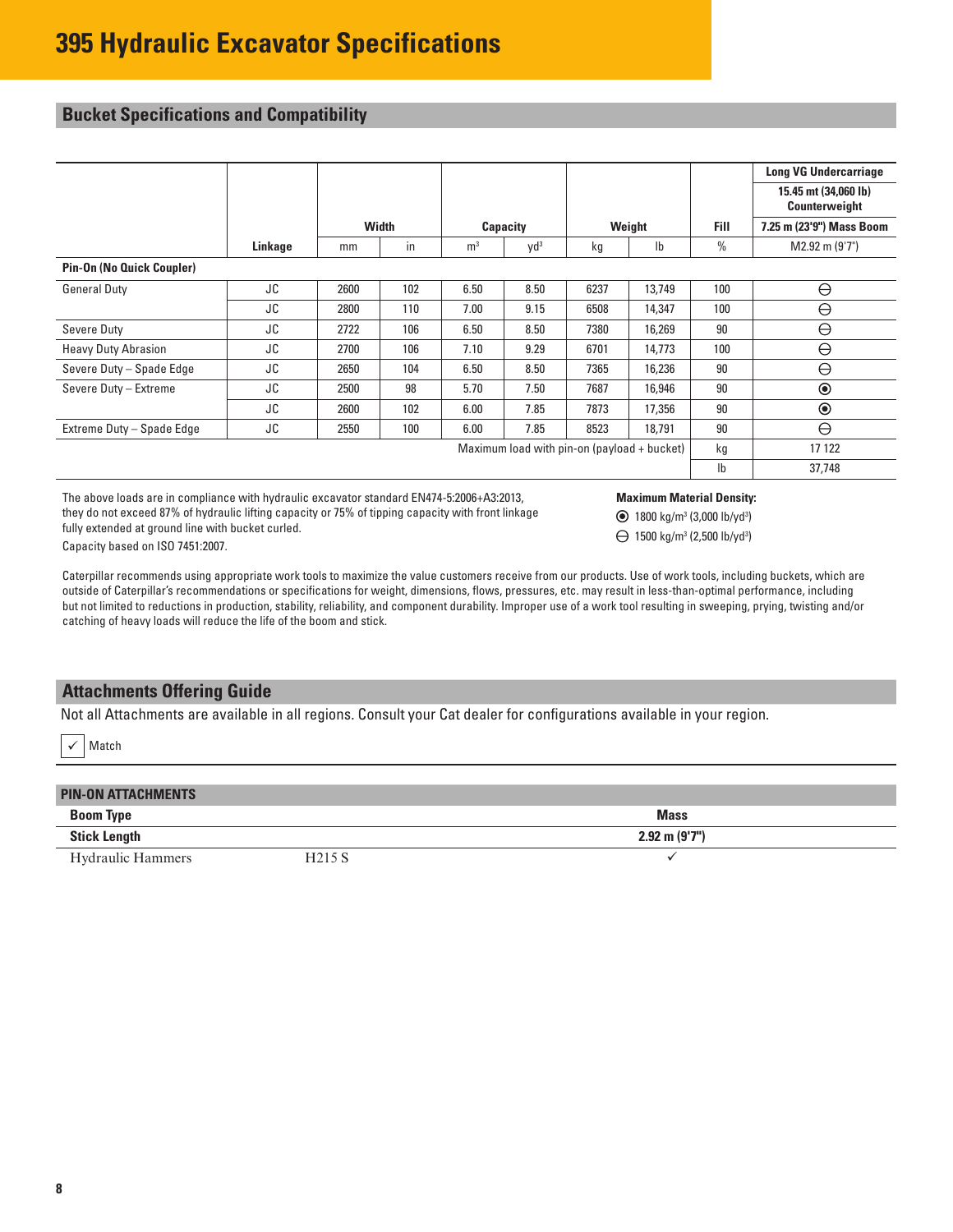# 395 Hydraulic Excavator Specifications

## Bucket Specifications and Compatibility

| | | | | | | | | | Long VG Undercarriage |
|---|---|---|---|---|---|---|---|---|---|
| | | | | | | | | | 15.45 mt (34,060 lb) Counterweight |
| | | Width | | Capacity | | Weight | | Fill | 7.25 m (23'9") Mass Boom |
| | Linkage | mm | in | m³ | yd³ | kg | lb | % | M2.92 m (9'7") |
| **Pin-On (No Quick Coupler)** | | | | | | | | | |
| General Duty | JC | 2600 | 102 | 6.50 | 8.50 | 6237 | 13,749 | 100 | ⊖ |
| | JC | 2800 | 110 | 7.00 | 9.15 | 6508 | 14,347 | 100 | ⊖ |
| Severe Duty | JC | 2722 | 106 | 6.50 | 8.50 | 7380 | 16,269 | 90 | ⊖ |
| Heavy Duty Abrasion | JC | 2700 | 106 | 7.10 | 9.29 | 6701 | 14,773 | 100 | ⊖ |
| Severe Duty – Spade Edge | JC | 2650 | 104 | 6.50 | 8.50 | 7365 | 16,236 | 90 | ⊖ |
| Severe Duty – Extreme | JC | 2500 | 98 | 5.70 | 7.50 | 7687 | 16,946 | 90 | ⦿ |
| | JC | 2600 | 102 | 6.00 | 7.85 | 7873 | 17,356 | 90 | ⦿ |
| Extreme Duty – Spade Edge | JC | 2550 | 100 | 6.00 | 7.85 | 8523 | 18,791 | 90 | ⊖ |
| Maximum load with pin-on (payload + bucket) | | | | | | | | kg | 17 122 |
| | | | | | | | | lb | 37,748 |

The above loads are in compliance with hydraulic excavator standard EN474-5:2006+A3:2013, they do not exceed 87% of hydraulic lifting capacity or 75% of tipping capacity with front linkage fully extended at ground line with bucket curled.

Capacity based on ISO 7451:2007.

**Maximum Material Density:**

⦿ 1800 kg/m³ (3,000 lb/yd³)

⊖ 1500 kg/m³ (2,500 lb/yd³)

Caterpillar recommends using appropriate work tools to maximize the value customers receive from our products. Use of work tools, including buckets, which are outside of Caterpillar's recommendations or specifications for weight, dimensions, flows, pressures, etc. may result in less-than-optimal performance, including but not limited to reductions in production, stability, reliability, and component durability. Improper use of a work tool resulting in sweeping, prying, twisting and/or catching of heavy loads will reduce the life of the boom and stick.

## Attachments Offering Guide

Not all Attachments are available in all regions. Consult your Cat dealer for configurations available in your region.

✓ Match

| PIN-ON ATTACHMENTS | | |
|---|---|---|
| **Boom Type** | | **Mass** |
| **Stick Length** | | **2.92 m (9'7")** |
| Hydraulic Hammers | H215 S | ✓ |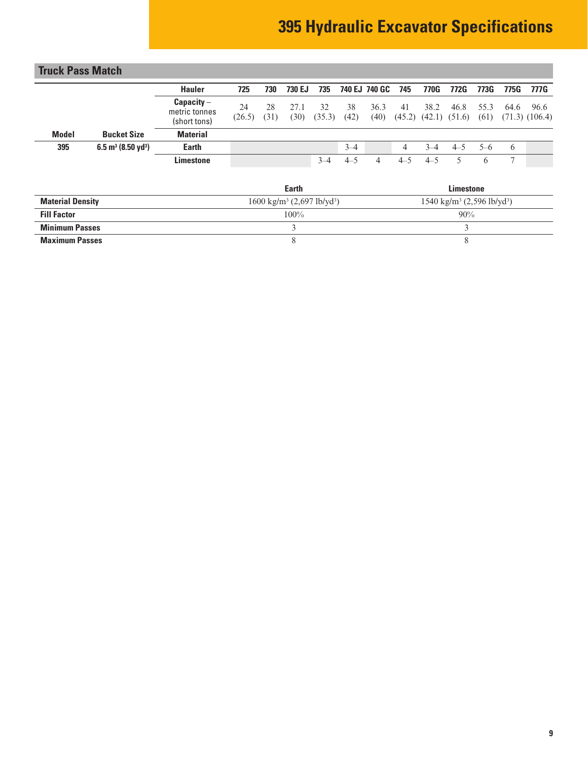## Truck Pass Match

| Model | Bucket Size | Hauler | 725 | 730 | 730 EJ | 735 | 740 EJ | 740 GC | 745 | 770G | 772G | 773G | 775G | 777G |
|---|---|---|---|---|---|---|---|---|---|---|---|---|---|---|
| | | **Capacity** – metric tonnes (short tons) | 24 (26.5) | 28 (31) | 27.1 (30) | 32 (35.3) | 38 (42) | 36.3 (40) | 41 (45.2) | 38.2 (42.1) | 46.8 (51.6) | 55.3 (61) | 64.6 (71.3) | 96.6 (106.4) |
| **Model** | **Bucket Size** | **Material** | | | | | | | | | | | | |
| **395** | **6.5 $m^3$ (8.50 $yd^3$)** | **Earth** | | | | | 3–4 | | 4 | 3–4 | 4–5 | 5–6 | 6 | |
| | | **Limestone** | | | | 3–4 | 4–5 | 4 | 4–5 | 4–5 | 5 | 6 | 7 | |

| | Earth | Limestone |
|---|---|---|
| **Material Density** | 1600 kg/$m^3$ (2,697 lb/$yd^3$) | 1540 kg/$m^3$ (2,596 lb/$yd^3$) |
| **Fill Factor** | 100% | 90% |
| **Minimum Passes** | 3 | 3 |
| **Maximum Passes** | 8 | 8 |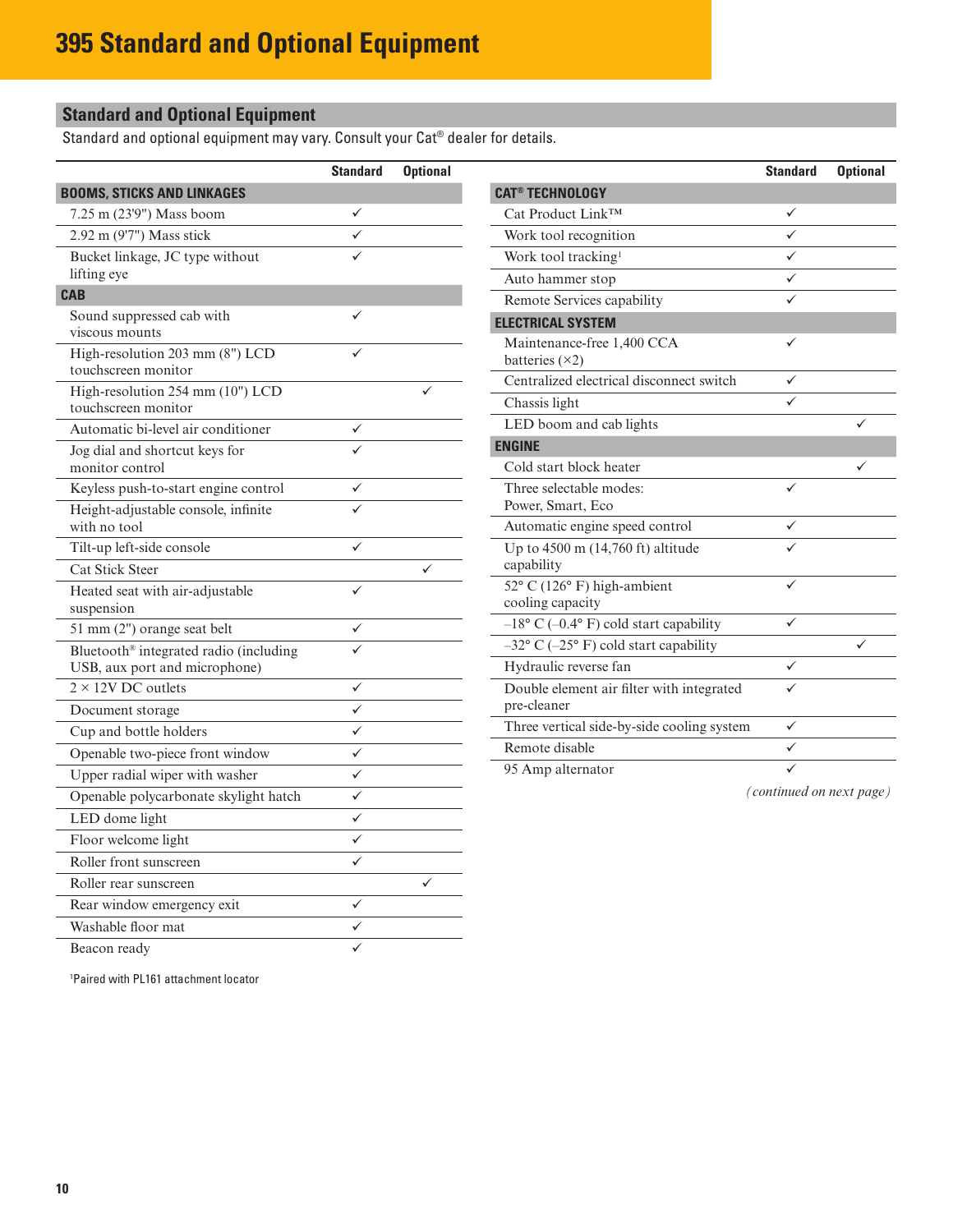# 395 Standard and Optional Equipment

## Standard and Optional Equipment

Standard and optional equipment may vary. Consult your Cat® dealer for details.

| | Standard | Optional |
|---|---|---|
| **BOOMS, STICKS AND LINKAGES** | | |
| 7.25 m (23'9") Mass boom | ✓ | |
| 2.92 m (9'7") Mass stick | ✓ | |
| Bucket linkage, JC type without lifting eye | ✓ | |
| **CAB** | | |
| Sound suppressed cab with viscous mounts | ✓ | |
| High-resolution 203 mm (8") LCD touchscreen monitor | ✓ | |
| High-resolution 254 mm (10") LCD touchscreen monitor | | ✓ |
| Automatic bi-level air conditioner | ✓ | |
| Jog dial and shortcut keys for monitor control | ✓ | |
| Keyless push-to-start engine control | ✓ | |
| Height-adjustable console, infinite with no tool | ✓ | |
| Tilt-up left-side console | ✓ | |
| Cat Stick Steer | | ✓ |
| Heated seat with air-adjustable suspension | ✓ | |
| 51 mm (2") orange seat belt | ✓ | |
| Bluetooth® integrated radio (including USB, aux port and microphone) | ✓ | |
| 2 × 12V DC outlets | ✓ | |
| Document storage | ✓ | |
| Cup and bottle holders | ✓ | |
| Openable two-piece front window | ✓ | |
| Upper radial wiper with washer | ✓ | |
| Openable polycarbonate skylight hatch | ✓ | |
| LED dome light | ✓ | |
| Floor welcome light | ✓ | |
| Roller front sunscreen | ✓ | |
| Roller rear sunscreen | | ✓ |
| Rear window emergency exit | ✓ | |
| Washable floor mat | ✓ | |
| Beacon ready | ✓ | |

[1]Paired with PL161 attachment locator

| | Standard | Optional |
|---|---|---|
| **CAT® TECHNOLOGY** | | |
| Cat Product Link™ | ✓ | |
| Work tool recognition | ✓ | |
| Work tool tracking[1] | ✓ | |
| Auto hammer stop | ✓ | |
| Remote Services capability | ✓ | |
| **ELECTRICAL SYSTEM** | | |
| Maintenance-free 1,400 CCA batteries (×2) | ✓ | |
| Centralized electrical disconnect switch | ✓ | |
| Chassis light | ✓ | |
| LED boom and cab lights | | ✓ |
| **ENGINE** | | |
| Cold start block heater | | ✓ |
| Three selectable modes: Power, Smart, Eco | ✓ | |
| Automatic engine speed control | ✓ | |
| Up to 4500 m (14,760 ft) altitude capability | ✓ | |
| 52° C (126° F) high-ambient cooling capacity | ✓ | |
| –18° C (–0.4° F) cold start capability | ✓ | |
| –32° C (–25° F) cold start capability | | ✓ |
| Hydraulic reverse fan | ✓ | |
| Double element air filter with integrated pre-cleaner | ✓ | |
| Three vertical side-by-side cooling system | ✓ | |
| Remote disable | ✓ | |
| 95 Amp alternator | ✓ | |

*(continued on next page)*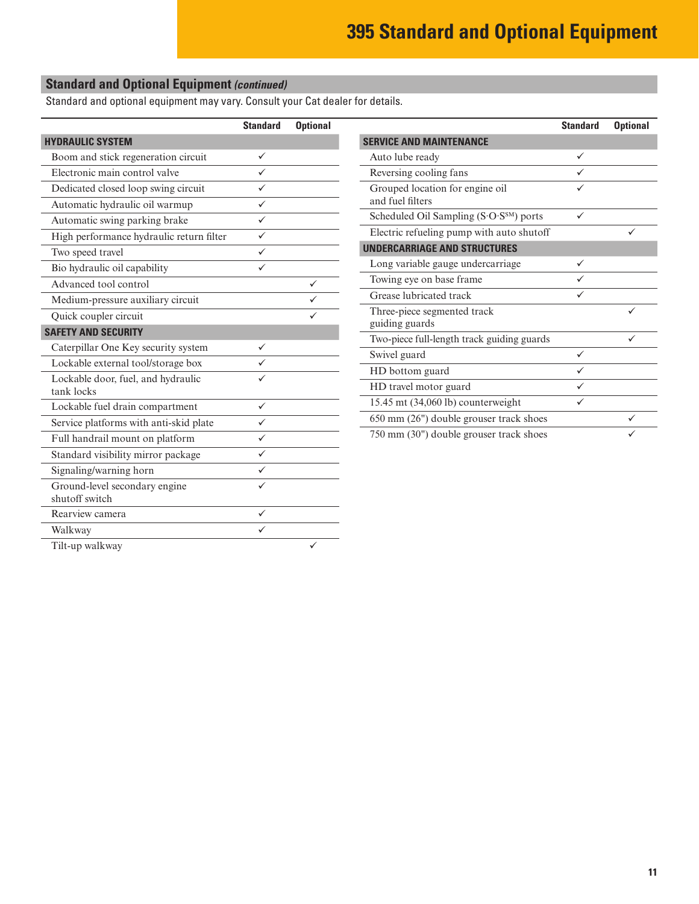# 395 Standard and Optional Equipment

## Standard and Optional Equipment *(continued)*

Standard and optional equipment may vary. Consult your Cat dealer for details.

| | Standard | Optional |
|---|---|---|
| **HYDRAULIC SYSTEM** | | |
| Boom and stick regeneration circuit | ✓ | |
| Electronic main control valve | ✓ | |
| Dedicated closed loop swing circuit | ✓ | |
| Automatic hydraulic oil warmup | ✓ | |
| Automatic swing parking brake | ✓ | |
| High performance hydraulic return filter | ✓ | |
| Two speed travel | ✓ | |
| Bio hydraulic oil capability | ✓ | |
| Advanced tool control | | ✓ |
| Medium-pressure auxiliary circuit | | ✓ |
| Quick coupler circuit | | ✓ |
| **SAFETY AND SECURITY** | | |
| Caterpillar One Key security system | ✓ | |
| Lockable external tool/storage box | ✓ | |
| Lockable door, fuel, and hydraulic tank locks | ✓ | |
| Lockable fuel drain compartment | ✓ | |
| Service platforms with anti-skid plate | ✓ | |
| Full handrail mount on platform | ✓ | |
| Standard visibility mirror package | ✓ | |
| Signaling/warning horn | ✓ | |
| Ground-level secondary engine shutoff switch | ✓ | |
| Rearview camera | ✓ | |
| Walkway | ✓ | |
| Tilt-up walkway | | ✓ |

| | Standard | Optional |
|---|---|---|
| **SERVICE AND MAINTENANCE** | | |
| Auto lube ready | ✓ | |
| Reversing cooling fans | ✓ | |
| Grouped location for engine oil and fuel filters | ✓ | |
| Scheduled Oil Sampling (S·O·S[SM]) ports | ✓ | |
| Electric refueling pump with auto shutoff | | ✓ |
| **UNDERCARRIAGE AND STRUCTURES** | | |
| Long variable gauge undercarriage | ✓ | |
| Towing eye on base frame | ✓ | |
| Grease lubricated track | ✓ | |
| Three-piece segmented track guiding guards | | ✓ |
| Two-piece full-length track guiding guards | | ✓ |
| Swivel guard | ✓ | |
| HD bottom guard | ✓ | |
| HD travel motor guard | ✓ | |
| 15.45 mt (34,060 lb) counterweight | ✓ | |
| 650 mm (26") double grouser track shoes | | ✓ |
| 750 mm (30") double grouser track shoes | | ✓ |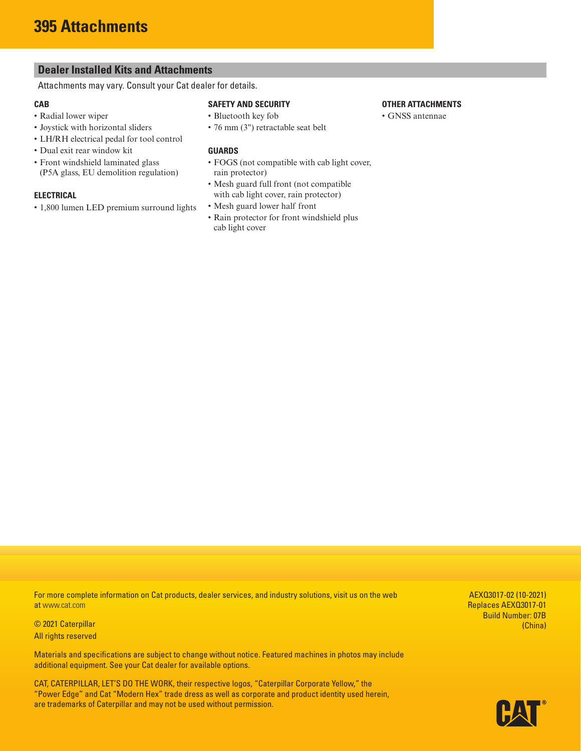# 395 Attachments

## Dealer Installed Kits and Attachments

Attachments may vary. Consult your Cat dealer for details.

### CAB

- Radial lower wiper
- Joystick with horizontal sliders
- LH/RH electrical pedal for tool control
- Dual exit rear window kit
- Front windshield laminated glass (P5A glass, EU demolition regulation)

### ELECTRICAL

- 1,800 lumen LED premium surround lights

### SAFETY AND SECURITY

- Bluetooth key fob
- 76 mm (3") retractable seat belt

### GUARDS

- FOGS (not compatible with cab light cover, rain protector)
- Mesh guard full front (not compatible with cab light cover, rain protector)
- Mesh guard lower half front
- Rain protector for front windshield plus cab light cover

### OTHER ATTACHMENTS

- GNSS antennae

For more complete information on Cat products, dealer services, and industry solutions, visit us on the web at www.cat.com

© 2021 Caterpillar
All rights reserved

Materials and specifications are subject to change without notice. Featured machines in photos may include additional equipment. See your Cat dealer for available options.

CAT, CATERPILLAR, LET'S DO THE WORK, their respective logos, "Caterpillar Corporate Yellow," the "Power Edge" and Cat "Modern Hex" trade dress as well as corporate and product identity used herein, are trademarks of Caterpillar and may not be used without permission.

AEXQ3017-02 (10-2021)
Replaces AEXQ3017-01
Build Number: 07B
(China)